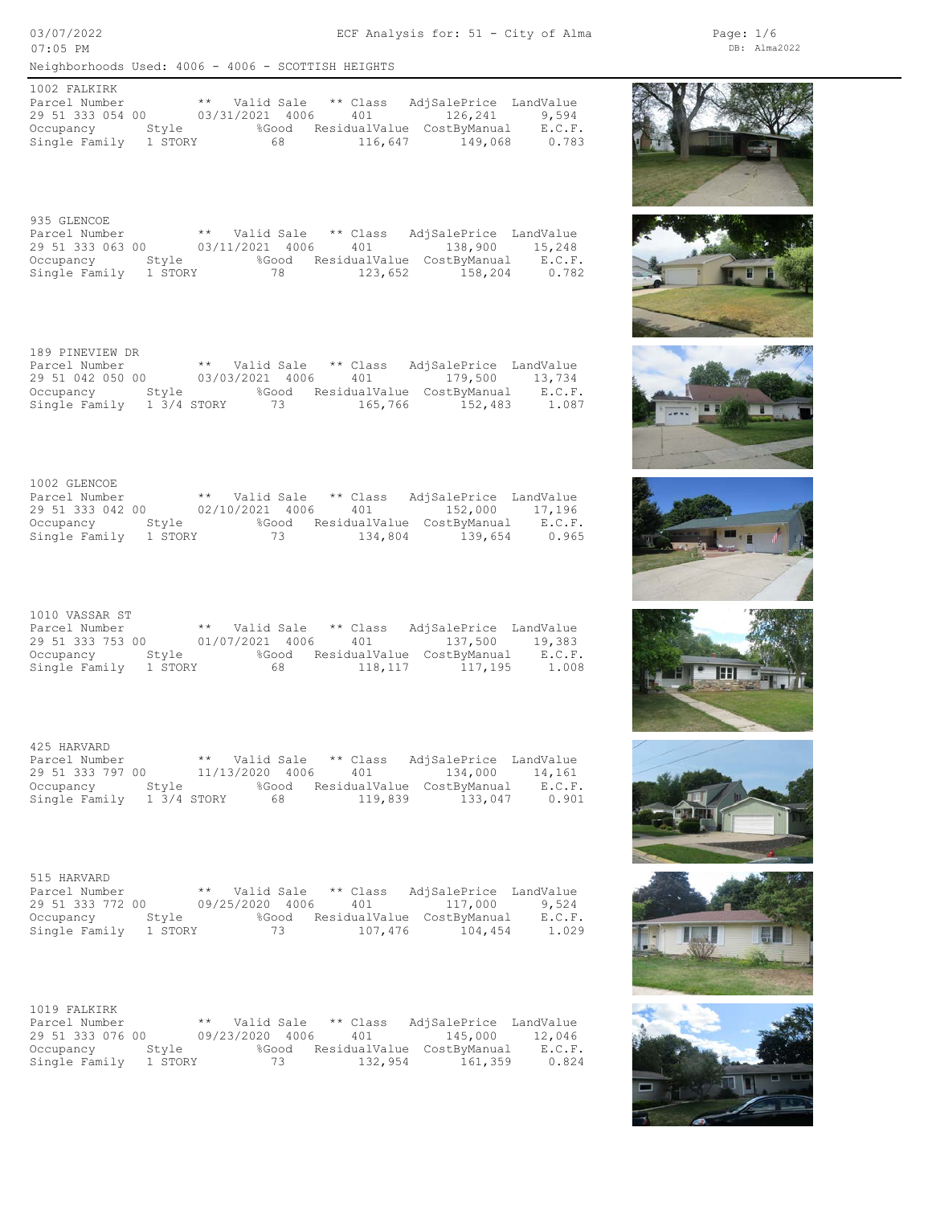03/07/2022
07:05 PM

ECF Analysis for: 51 - City of Alma

Neighborhoods Used: 4006 - 4006 - SCOTTISH HEIGHTS

### 1002 FALKIRK

| Parcel Number | ** Valid Sale | | ** Class | AdjSalePrice | LandValue |
|---|---|---|---|---|---|
| 29 51 333 054 00 | 03/31/2021 | 4006 | 401 | 126,241 | 9,594 |
| **Occupancy** | **Style** | **%Good** | **ResidualValue** | **CostByManual** | **E.C.F.** |
| Single Family | 1 STORY | 68 | 116,647 | 149,068 | 0.783 |

### 935 GLENCOE

| Parcel Number | ** Valid Sale | | ** Class | AdjSalePrice | LandValue |
|---|---|---|---|---|---|
| 29 51 333 063 00 | 03/11/2021 | 4006 | 401 | 138,900 | 15,248 |
| **Occupancy** | **Style** | **%Good** | **ResidualValue** | **CostByManual** | **E.C.F.** |
| Single Family | 1 STORY | 78 | 123,652 | 158,204 | 0.782 |

### 189 PINEVIEW DR

| Parcel Number | ** Valid Sale | | ** Class | AdjSalePrice | LandValue |
|---|---|---|---|---|---|
| 29 51 042 050 00 | 03/03/2021 | 4006 | 401 | 179,500 | 13,734 |
| **Occupancy** | **Style** | **%Good** | **ResidualValue** | **CostByManual** | **E.C.F.** |
| Single Family | 1 3/4 STORY | 73 | 165,766 | 152,483 | 1.087 |

### 1002 GLENCOE

| Parcel Number | ** Valid Sale | | ** Class | AdjSalePrice | LandValue |
|---|---|---|---|---|---|
| 29 51 333 042 00 | 02/10/2021 | 4006 | 401 | 152,000 | 17,196 |
| **Occupancy** | **Style** | **%Good** | **ResidualValue** | **CostByManual** | **E.C.F.** |
| Single Family | 1 STORY | 73 | 134,804 | 139,654 | 0.965 |

### 1010 VASSAR ST

| Parcel Number | ** Valid Sale | | ** Class | AdjSalePrice | LandValue |
|---|---|---|---|---|---|
| 29 51 333 753 00 | 01/07/2021 | 4006 | 401 | 137,500 | 19,383 |
| **Occupancy** | **Style** | **%Good** | **ResidualValue** | **CostByManual** | **E.C.F.** |
| Single Family | 1 STORY | 68 | 118,117 | 117,195 | 1.008 |

### 425 HARVARD

| Parcel Number | ** Valid Sale | | ** Class | AdjSalePrice | LandValue |
|---|---|---|---|---|---|
| 29 51 333 797 00 | 11/13/2020 | 4006 | 401 | 134,000 | 14,161 |
| **Occupancy** | **Style** | **%Good** | **ResidualValue** | **CostByManual** | **E.C.F.** |
| Single Family | 1 3/4 STORY | 68 | 119,839 | 133,047 | 0.901 |

### 515 HARVARD

| Parcel Number | ** Valid Sale | | ** Class | AdjSalePrice | LandValue |
|---|---|---|---|---|---|
| 29 51 333 772 00 | 09/25/2020 | 4006 | 401 | 117,000 | 9,524 |
| **Occupancy** | **Style** | **%Good** | **ResidualValue** | **CostByManual** | **E.C.F.** |
| Single Family | 1 STORY | 73 | 107,476 | 104,454 | 1.029 |

### 1019 FALKIRK

| Parcel Number | ** Valid Sale | | ** Class | AdjSalePrice | LandValue |
|---|---|---|---|---|---|
| 29 51 333 076 00 | 09/23/2020 | 4006 | 401 | 145,000 | 12,046 |
| **Occupancy** | **Style** | **%Good** | **ResidualValue** | **CostByManual** | **E.C.F.** |
| Single Family | 1 STORY | 73 | 132,954 | 161,359 | 0.824 |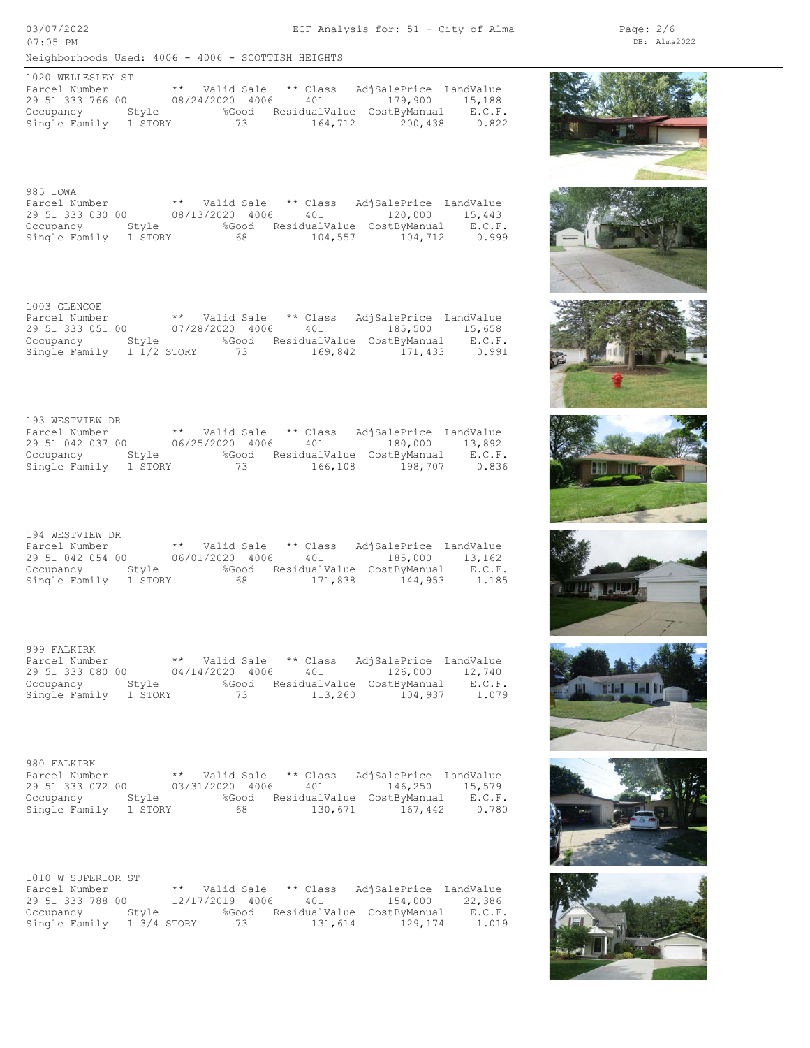Neighborhoods Used: 4006 - 4006 - SCOTTISH HEIGHTS

### 1020 WELLESLEY ST

| Parcel Number | ** Valid Sale | ** Class | AdjSalePrice | LandValue |
|---|---|---|---|---|
| 29 51 333 766 00 | 08/24/2020 4006 | 401 | 179,900 | 15,188 |

| Occupancy | Style | %Good | ResidualValue | CostByManual | E.C.F. |
|---|---|---|---|---|---|
| Single Family | 1 STORY | 73 | 164,712 | 200,438 | 0.822 |

### 985 IOWA

| Parcel Number | ** Valid Sale | ** Class | AdjSalePrice | LandValue |
|---|---|---|---|---|
| 29 51 333 030 00 | 08/13/2020 4006 | 401 | 120,000 | 15,443 |

| Occupancy | Style | %Good | ResidualValue | CostByManual | E.C.F. |
|---|---|---|---|---|---|
| Single Family | 1 STORY | 68 | 104,557 | 104,712 | 0.999 |

### 1003 GLENCOE

| Parcel Number | ** Valid Sale | ** Class | AdjSalePrice | LandValue |
|---|---|---|---|---|
| 29 51 333 051 00 | 07/28/2020 4006 | 401 | 185,500 | 15,658 |

| Occupancy | Style | %Good | ResidualValue | CostByManual | E.C.F. |
|---|---|---|---|---|---|
| Single Family | 1 1/2 STORY | 73 | 169,842 | 171,433 | 0.991 |

### 193 WESTVIEW DR

| Parcel Number | ** Valid Sale | ** Class | AdjSalePrice | LandValue |
|---|---|---|---|---|
| 29 51 042 037 00 | 06/25/2020 4006 | 401 | 180,000 | 13,892 |

| Occupancy | Style | %Good | ResidualValue | CostByManual | E.C.F. |
|---|---|---|---|---|---|
| Single Family | 1 STORY | 73 | 166,108 | 198,707 | 0.836 |

### 194 WESTVIEW DR

| Parcel Number | ** Valid Sale | ** Class | AdjSalePrice | LandValue |
|---|---|---|---|---|
| 29 51 042 054 00 | 06/01/2020 4006 | 401 | 185,000 | 13,162 |

| Occupancy | Style | %Good | ResidualValue | CostByManual | E.C.F. |
|---|---|---|---|---|---|
| Single Family | 1 STORY | 68 | 171,838 | 144,953 | 1.185 |

### 999 FALKIRK

| Parcel Number | ** Valid Sale | ** Class | AdjSalePrice | LandValue |
|---|---|---|---|---|
| 29 51 333 080 00 | 04/14/2020 4006 | 401 | 126,000 | 12,740 |

| Occupancy | Style | %Good | ResidualValue | CostByManual | E.C.F. |
|---|---|---|---|---|---|
| Single Family | 1 STORY | 73 | 113,260 | 104,937 | 1.079 |

### 980 FALKIRK

| Parcel Number | ** Valid Sale | ** Class | AdjSalePrice | LandValue |
|---|---|---|---|---|
| 29 51 333 072 00 | 03/31/2020 4006 | 401 | 146,250 | 15,579 |

| Occupancy | Style | %Good | ResidualValue | CostByManual | E.C.F. |
|---|---|---|---|---|---|
| Single Family | 1 STORY | 68 | 130,671 | 167,442 | 0.780 |

### 1010 W SUPERIOR ST

| Parcel Number | ** Valid Sale | ** Class | AdjSalePrice | LandValue |
|---|---|---|---|---|
| 29 51 333 788 00 | 12/17/2019 4006 | 401 | 154,000 | 22,386 |

| Occupancy | Style | %Good | ResidualValue | CostByManual | E.C.F. |
|---|---|---|---|---|---|
| Single Family | 1 3/4 STORY | 73 | 131,614 | 129,174 | 1.019 |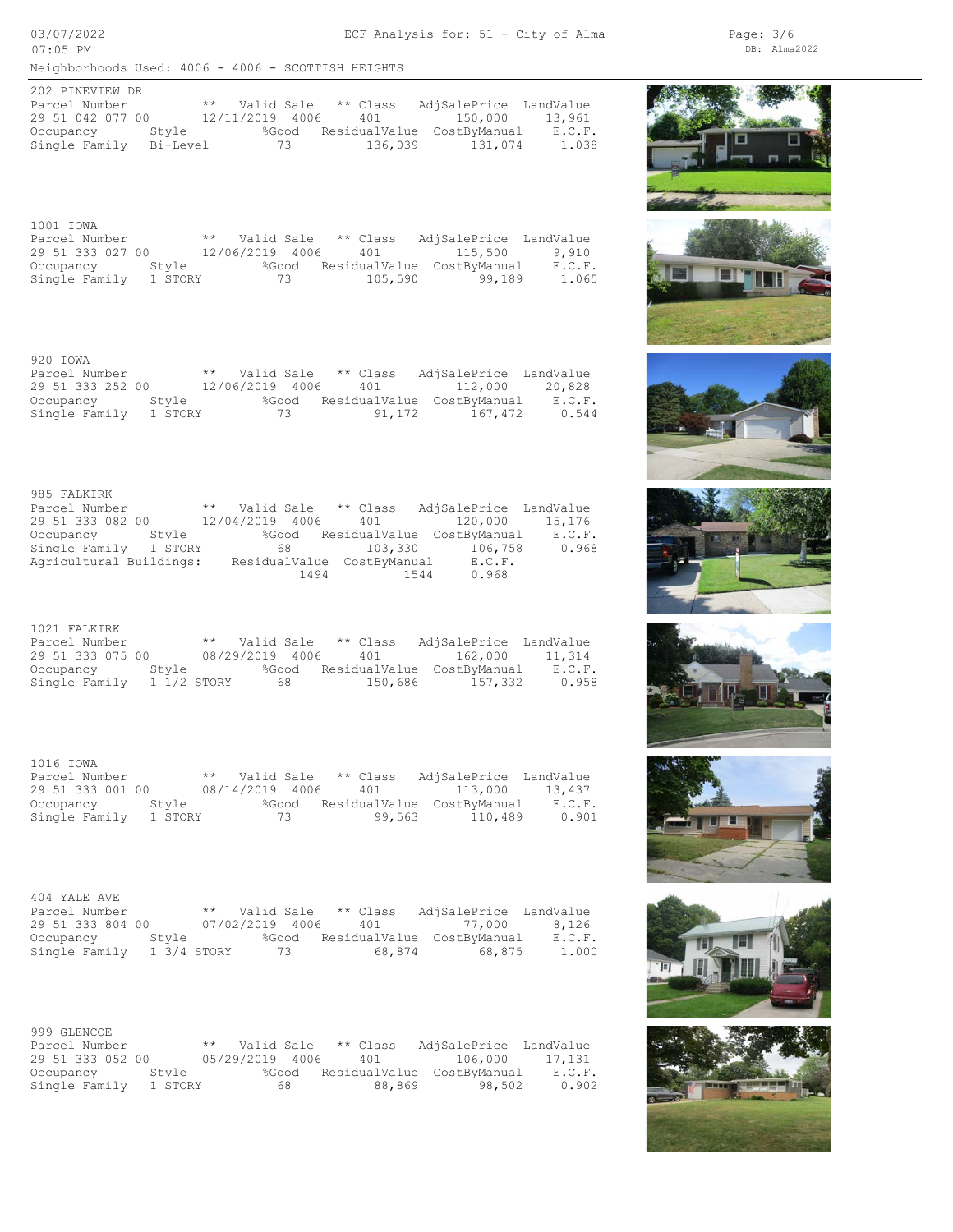ECF Analysis for: 51 - City of Alma

Neighborhoods Used: 4006 - 4006 - SCOTTISH HEIGHTS

### 202 PINEVIEW DR

| Parcel Number | ** Valid Sale | ** Class | | AdjSalePrice | LandValue |
|---|---|---|---|---|---|
| 29 51 042 077 00 | 12/11/2019 4006 | 401 | | 150,000 | 13,961 |
| **Occupancy** | **Style** | **%Good** | **ResidualValue** | **CostByManual** | **E.C.F.** |
| Single Family | Bi-Level | 73 | 136,039 | 131,074 | 1.038 |

### 1001 IOWA

| Parcel Number | ** Valid Sale | ** Class | | AdjSalePrice | LandValue |
|---|---|---|---|---|---|
| 29 51 333 027 00 | 12/06/2019 4006 | 401 | | 115,500 | 9,910 |
| **Occupancy** | **Style** | **%Good** | **ResidualValue** | **CostByManual** | **E.C.F.** |
| Single Family | 1 STORY | 73 | 105,590 | 99,189 | 1.065 |

### 920 IOWA

| Parcel Number | ** Valid Sale | ** Class | | AdjSalePrice | LandValue |
|---|---|---|---|---|---|
| 29 51 333 252 00 | 12/06/2019 4006 | 401 | | 112,000 | 20,828 |
| **Occupancy** | **Style** | **%Good** | **ResidualValue** | **CostByManual** | **E.C.F.** |
| Single Family | 1 STORY | 73 | 91,172 | 167,472 | 0.544 |

### 985 FALKIRK

| Parcel Number | ** Valid Sale | ** Class | | AdjSalePrice | LandValue |
|---|---|---|---|---|---|
| 29 51 333 082 00 | 12/04/2019 4006 | 401 | | 120,000 | 15,176 |
| **Occupancy** | **Style** | **%Good** | **ResidualValue** | **CostByManual** | **E.C.F.** |
| Single Family | 1 STORY | 68 | 103,330 | 106,758 | 0.968 |
| **Agricultural Buildings:** | | **ResidualValue** | **CostByManual** | **E.C.F.** | |
| | | 1494 | 1544 | 0.968 | |

### 1021 FALKIRK

| Parcel Number | ** Valid Sale | ** Class | | AdjSalePrice | LandValue |
|---|---|---|---|---|---|
| 29 51 333 075 00 | 08/29/2019 4006 | 401 | | 162,000 | 11,314 |
| **Occupancy** | **Style** | **%Good** | **ResidualValue** | **CostByManual** | **E.C.F.** |
| Single Family | 1 1/2 STORY | 68 | 150,686 | 157,332 | 0.958 |

### 1016 IOWA

| Parcel Number | ** Valid Sale | ** Class | | AdjSalePrice | LandValue |
|---|---|---|---|---|---|
| 29 51 333 001 00 | 08/14/2019 4006 | 401 | | 113,000 | 13,437 |
| **Occupancy** | **Style** | **%Good** | **ResidualValue** | **CostByManual** | **E.C.F.** |
| Single Family | 1 STORY | 73 | 99,563 | 110,489 | 0.901 |

### 404 YALE AVE

| Parcel Number | ** Valid Sale | ** Class | | AdjSalePrice | LandValue |
|---|---|---|---|---|---|
| 29 51 333 804 00 | 07/02/2019 4006 | 401 | | 77,000 | 8,126 |
| **Occupancy** | **Style** | **%Good** | **ResidualValue** | **CostByManual** | **E.C.F.** |
| Single Family | 1 3/4 STORY | 73 | 68,874 | 68,875 | 1.000 |

### 999 GLENCOE

| Parcel Number | ** Valid Sale | ** Class | | AdjSalePrice | LandValue |
|---|---|---|---|---|---|
| 29 51 333 052 00 | 05/29/2019 4006 | 401 | | 106,000 | 17,131 |
| **Occupancy** | **Style** | **%Good** | **ResidualValue** | **CostByManual** | **E.C.F.** |
| Single Family | 1 STORY | 68 | 88,869 | 98,502 | 0.902 |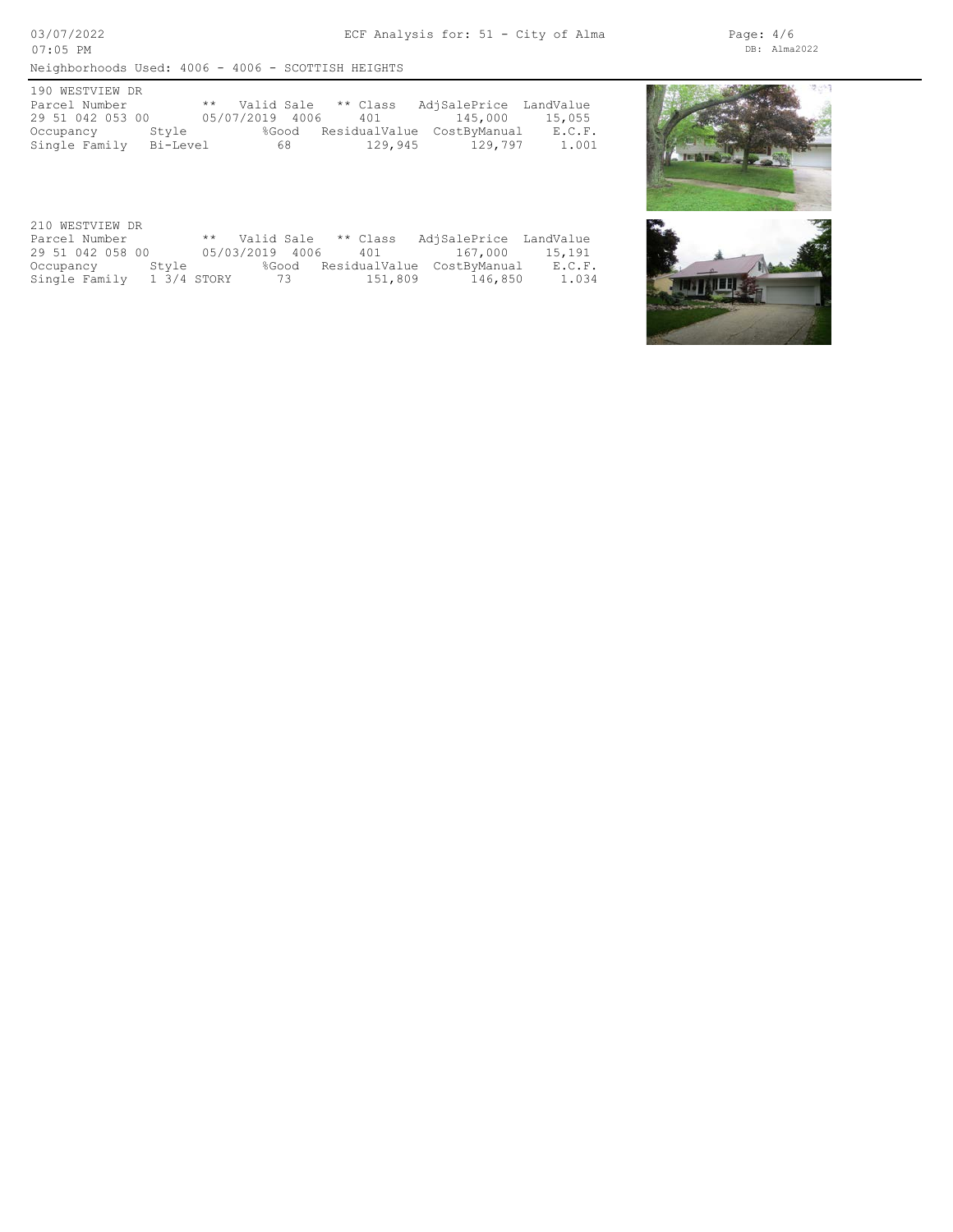Neighborhoods Used: 4006 - 4006 - SCOTTISH HEIGHTS

190 WESTVIEW DR

| Parcel Number | ** | Valid Sale | ** Class | AdjSalePrice | LandValue |
|---|---|---|---|---|---|
| 29 51 042 053 00 | | 05/07/2019 4006 | 401 | 145,000 | 15,055 |

| Occupancy | Style | %Good | ResidualValue | CostByManual | E.C.F. |
|---|---|---|---|---|---|
| Single Family | Bi-Level | 68 | 129,945 | 129,797 | 1.001 |

210 WESTVIEW DR

| Parcel Number | ** | Valid Sale | ** Class | AdjSalePrice | LandValue |
|---|---|---|---|---|---|
| 29 51 042 058 00 | | 05/03/2019 4006 | 401 | 167,000 | 15,191 |

| Occupancy | Style | %Good | ResidualValue | CostByManual | E.C.F. |
|---|---|---|---|---|---|
| Single Family | 1 3/4 STORY | 73 | 151,809 | 146,850 | 1.034 |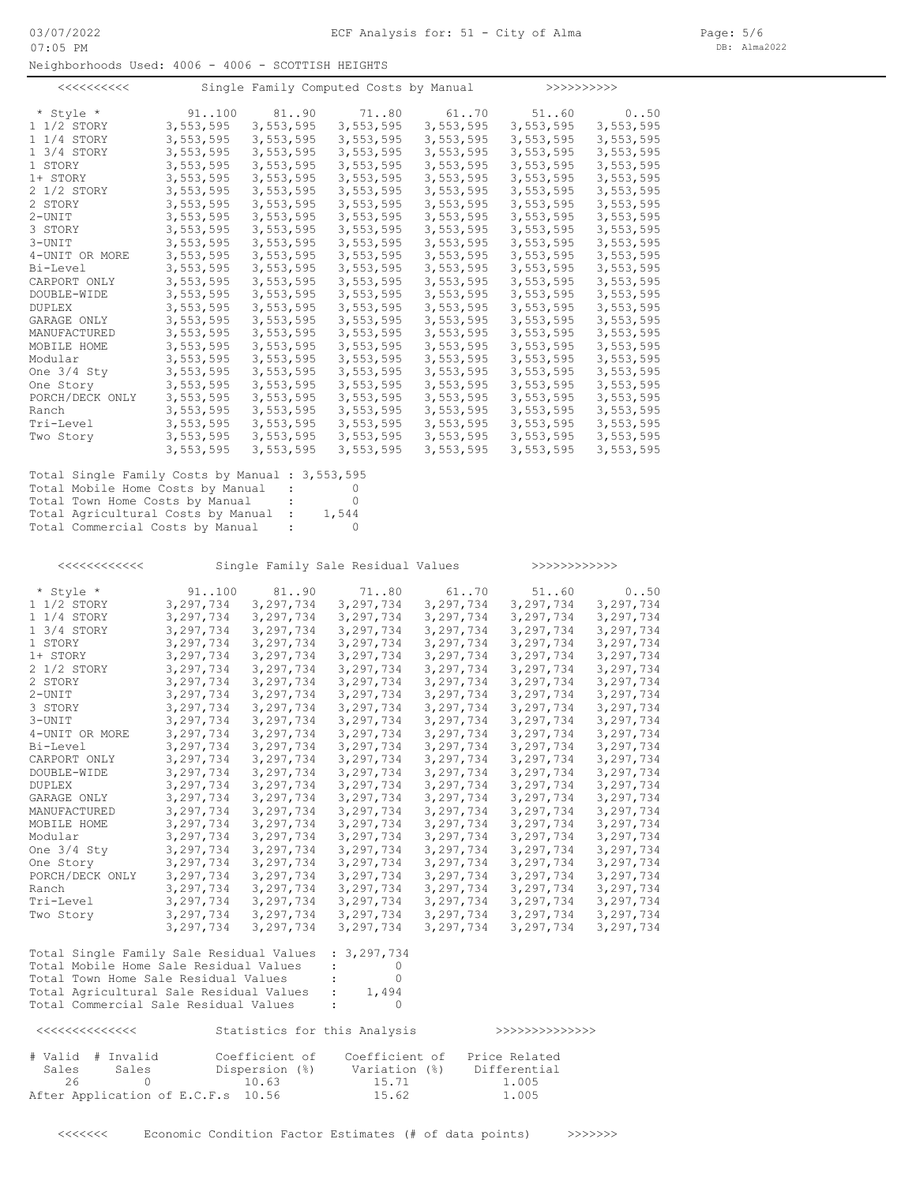Neighborhoods Used: 4006 - 4006 - SCOTTISH HEIGHTS

## Single Family Computed Costs by Manual

| * Style * | 91..100 | 81..90 | 71..80 | 61..70 | 51..60 | 0..50 |
|---|---|---|---|---|---|---|
| 1 1/2 STORY | 3,553,595 | 3,553,595 | 3,553,595 | 3,553,595 | 3,553,595 | 3,553,595 |
| 1 1/4 STORY | 3,553,595 | 3,553,595 | 3,553,595 | 3,553,595 | 3,553,595 | 3,553,595 |
| 1 3/4 STORY | 3,553,595 | 3,553,595 | 3,553,595 | 3,553,595 | 3,553,595 | 3,553,595 |
| 1 STORY | 3,553,595 | 3,553,595 | 3,553,595 | 3,553,595 | 3,553,595 | 3,553,595 |
| 1+ STORY | 3,553,595 | 3,553,595 | 3,553,595 | 3,553,595 | 3,553,595 | 3,553,595 |
| 2 1/2 STORY | 3,553,595 | 3,553,595 | 3,553,595 | 3,553,595 | 3,553,595 | 3,553,595 |
| 2 STORY | 3,553,595 | 3,553,595 | 3,553,595 | 3,553,595 | 3,553,595 | 3,553,595 |
| 2-UNIT | 3,553,595 | 3,553,595 | 3,553,595 | 3,553,595 | 3,553,595 | 3,553,595 |
| 3 STORY | 3,553,595 | 3,553,595 | 3,553,595 | 3,553,595 | 3,553,595 | 3,553,595 |
| 3-UNIT | 3,553,595 | 3,553,595 | 3,553,595 | 3,553,595 | 3,553,595 | 3,553,595 |
| 4-UNIT OR MORE | 3,553,595 | 3,553,595 | 3,553,595 | 3,553,595 | 3,553,595 | 3,553,595 |
| Bi-Level | 3,553,595 | 3,553,595 | 3,553,595 | 3,553,595 | 3,553,595 | 3,553,595 |
| CARPORT ONLY | 3,553,595 | 3,553,595 | 3,553,595 | 3,553,595 | 3,553,595 | 3,553,595 |
| DOUBLE-WIDE | 3,553,595 | 3,553,595 | 3,553,595 | 3,553,595 | 3,553,595 | 3,553,595 |
| DUPLEX | 3,553,595 | 3,553,595 | 3,553,595 | 3,553,595 | 3,553,595 | 3,553,595 |
| GARAGE ONLY | 3,553,595 | 3,553,595 | 3,553,595 | 3,553,595 | 3,553,595 | 3,553,595 |
| MANUFACTURED | 3,553,595 | 3,553,595 | 3,553,595 | 3,553,595 | 3,553,595 | 3,553,595 |
| MOBILE HOME | 3,553,595 | 3,553,595 | 3,553,595 | 3,553,595 | 3,553,595 | 3,553,595 |
| Modular | 3,553,595 | 3,553,595 | 3,553,595 | 3,553,595 | 3,553,595 | 3,553,595 |
| One 3/4 Sty | 3,553,595 | 3,553,595 | 3,553,595 | 3,553,595 | 3,553,595 | 3,553,595 |
| One Story | 3,553,595 | 3,553,595 | 3,553,595 | 3,553,595 | 3,553,595 | 3,553,595 |
| PORCH/DECK ONLY | 3,553,595 | 3,553,595 | 3,553,595 | 3,553,595 | 3,553,595 | 3,553,595 |
| Ranch | 3,553,595 | 3,553,595 | 3,553,595 | 3,553,595 | 3,553,595 | 3,553,595 |
| Tri-Level | 3,553,595 | 3,553,595 | 3,553,595 | 3,553,595 | 3,553,595 | 3,553,595 |
| Two Story | 3,553,595 | 3,553,595 | 3,553,595 | 3,553,595 | 3,553,595 | 3,553,595 |
| | 3,553,595 | 3,553,595 | 3,553,595 | 3,553,595 | 3,553,595 | 3,553,595 |

Total Single Family Costs by Manual : 3,553,595
Total Mobile Home Costs by Manual : 0
Total Town Home Costs by Manual : 0
Total Agricultural Costs by Manual : 1,544
Total Commercial Costs by Manual : 0

## Single Family Sale Residual Values

| * Style * | 91..100 | 81..90 | 71..80 | 61..70 | 51..60 | 0..50 |
|---|---|---|---|---|---|---|
| 1 1/2 STORY | 3,297,734 | 3,297,734 | 3,297,734 | 3,297,734 | 3,297,734 | 3,297,734 |
| 1 1/4 STORY | 3,297,734 | 3,297,734 | 3,297,734 | 3,297,734 | 3,297,734 | 3,297,734 |
| 1 3/4 STORY | 3,297,734 | 3,297,734 | 3,297,734 | 3,297,734 | 3,297,734 | 3,297,734 |
| 1 STORY | 3,297,734 | 3,297,734 | 3,297,734 | 3,297,734 | 3,297,734 | 3,297,734 |
| 1+ STORY | 3,297,734 | 3,297,734 | 3,297,734 | 3,297,734 | 3,297,734 | 3,297,734 |
| 2 1/2 STORY | 3,297,734 | 3,297,734 | 3,297,734 | 3,297,734 | 3,297,734 | 3,297,734 |
| 2 STORY | 3,297,734 | 3,297,734 | 3,297,734 | 3,297,734 | 3,297,734 | 3,297,734 |
| 2-UNIT | 3,297,734 | 3,297,734 | 3,297,734 | 3,297,734 | 3,297,734 | 3,297,734 |
| 3 STORY | 3,297,734 | 3,297,734 | 3,297,734 | 3,297,734 | 3,297,734 | 3,297,734 |
| 3-UNIT | 3,297,734 | 3,297,734 | 3,297,734 | 3,297,734 | 3,297,734 | 3,297,734 |
| 4-UNIT OR MORE | 3,297,734 | 3,297,734 | 3,297,734 | 3,297,734 | 3,297,734 | 3,297,734 |
| Bi-Level | 3,297,734 | 3,297,734 | 3,297,734 | 3,297,734 | 3,297,734 | 3,297,734 |
| CARPORT ONLY | 3,297,734 | 3,297,734 | 3,297,734 | 3,297,734 | 3,297,734 | 3,297,734 |
| DOUBLE-WIDE | 3,297,734 | 3,297,734 | 3,297,734 | 3,297,734 | 3,297,734 | 3,297,734 |
| DUPLEX | 3,297,734 | 3,297,734 | 3,297,734 | 3,297,734 | 3,297,734 | 3,297,734 |
| GARAGE ONLY | 3,297,734 | 3,297,734 | 3,297,734 | 3,297,734 | 3,297,734 | 3,297,734 |
| MANUFACTURED | 3,297,734 | 3,297,734 | 3,297,734 | 3,297,734 | 3,297,734 | 3,297,734 |
| MOBILE HOME | 3,297,734 | 3,297,734 | 3,297,734 | 3,297,734 | 3,297,734 | 3,297,734 |
| Modular | 3,297,734 | 3,297,734 | 3,297,734 | 3,297,734 | 3,297,734 | 3,297,734 |
| One 3/4 Sty | 3,297,734 | 3,297,734 | 3,297,734 | 3,297,734 | 3,297,734 | 3,297,734 |
| One Story | 3,297,734 | 3,297,734 | 3,297,734 | 3,297,734 | 3,297,734 | 3,297,734 |
| PORCH/DECK ONLY | 3,297,734 | 3,297,734 | 3,297,734 | 3,297,734 | 3,297,734 | 3,297,734 |
| Ranch | 3,297,734 | 3,297,734 | 3,297,734 | 3,297,734 | 3,297,734 | 3,297,734 |
| Tri-Level | 3,297,734 | 3,297,734 | 3,297,734 | 3,297,734 | 3,297,734 | 3,297,734 |
| Two Story | 3,297,734 | 3,297,734 | 3,297,734 | 3,297,734 | 3,297,734 | 3,297,734 |
| | 3,297,734 | 3,297,734 | 3,297,734 | 3,297,734 | 3,297,734 | 3,297,734 |

Total Single Family Sale Residual Values : 3,297,734
Total Mobile Home Sale Residual Values : 0
Total Town Home Sale Residual Values : 0
Total Agricultural Sale Residual Values : 1,494
Total Commercial Sale Residual Values : 0

## Statistics for this Analysis

| | # Valid Sales | # Invalid Sales | Coefficient of Dispersion (%) | Coefficient of Variation (%) | Price Related Differential |
|---|---|---|---|---|---|
| | 26 | 0 | 10.63 | 15.71 | 1.005 |
| After Application of E.C.F.s | | | 10.56 | 15.62 | 1.005 |

## Economic Condition Factor Estimates (# of data points)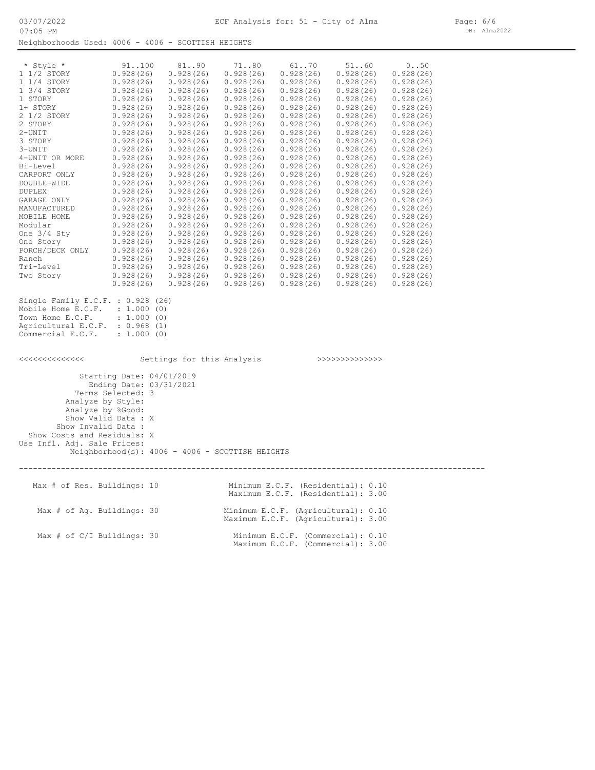Neighborhoods Used: 4006 - 4006 - SCOTTISH HEIGHTS

| * Style * | 91..100 | 81..90 | 71..80 | 61..70 | 51..60 | 0..50 |
|---|---|---|---|---|---|---|
| 1 1/2 STORY | 0.928(26) | 0.928(26) | 0.928(26) | 0.928(26) | 0.928(26) | 0.928(26) |
| 1 1/4 STORY | 0.928(26) | 0.928(26) | 0.928(26) | 0.928(26) | 0.928(26) | 0.928(26) |
| 1 3/4 STORY | 0.928(26) | 0.928(26) | 0.928(26) | 0.928(26) | 0.928(26) | 0.928(26) |
| 1 STORY | 0.928(26) | 0.928(26) | 0.928(26) | 0.928(26) | 0.928(26) | 0.928(26) |
| 1+ STORY | 0.928(26) | 0.928(26) | 0.928(26) | 0.928(26) | 0.928(26) | 0.928(26) |
| 2 1/2 STORY | 0.928(26) | 0.928(26) | 0.928(26) | 0.928(26) | 0.928(26) | 0.928(26) |
| 2 STORY | 0.928(26) | 0.928(26) | 0.928(26) | 0.928(26) | 0.928(26) | 0.928(26) |
| 2-UNIT | 0.928(26) | 0.928(26) | 0.928(26) | 0.928(26) | 0.928(26) | 0.928(26) |
| 3 STORY | 0.928(26) | 0.928(26) | 0.928(26) | 0.928(26) | 0.928(26) | 0.928(26) |
| 3-UNIT | 0.928(26) | 0.928(26) | 0.928(26) | 0.928(26) | 0.928(26) | 0.928(26) |
| 4-UNIT OR MORE | 0.928(26) | 0.928(26) | 0.928(26) | 0.928(26) | 0.928(26) | 0.928(26) |
| Bi-Level | 0.928(26) | 0.928(26) | 0.928(26) | 0.928(26) | 0.928(26) | 0.928(26) |
| CARPORT ONLY | 0.928(26) | 0.928(26) | 0.928(26) | 0.928(26) | 0.928(26) | 0.928(26) |
| DOUBLE-WIDE | 0.928(26) | 0.928(26) | 0.928(26) | 0.928(26) | 0.928(26) | 0.928(26) |
| DUPLEX | 0.928(26) | 0.928(26) | 0.928(26) | 0.928(26) | 0.928(26) | 0.928(26) |
| GARAGE ONLY | 0.928(26) | 0.928(26) | 0.928(26) | 0.928(26) | 0.928(26) | 0.928(26) |
| MANUFACTURED | 0.928(26) | 0.928(26) | 0.928(26) | 0.928(26) | 0.928(26) | 0.928(26) |
| MOBILE HOME | 0.928(26) | 0.928(26) | 0.928(26) | 0.928(26) | 0.928(26) | 0.928(26) |
| Modular | 0.928(26) | 0.928(26) | 0.928(26) | 0.928(26) | 0.928(26) | 0.928(26) |
| One 3/4 Sty | 0.928(26) | 0.928(26) | 0.928(26) | 0.928(26) | 0.928(26) | 0.928(26) |
| One Story | 0.928(26) | 0.928(26) | 0.928(26) | 0.928(26) | 0.928(26) | 0.928(26) |
| PORCH/DECK ONLY | 0.928(26) | 0.928(26) | 0.928(26) | 0.928(26) | 0.928(26) | 0.928(26) |
| Ranch | 0.928(26) | 0.928(26) | 0.928(26) | 0.928(26) | 0.928(26) | 0.928(26) |
| Tri-Level | 0.928(26) | 0.928(26) | 0.928(26) | 0.928(26) | 0.928(26) | 0.928(26) |
| Two Story | 0.928(26) | 0.928(26) | 0.928(26) | 0.928(26) | 0.928(26) | 0.928(26) |
| | 0.928(26) | 0.928(26) | 0.928(26) | 0.928(26) | 0.928(26) | 0.928(26) |

Single Family E.C.F. : 0.928 (26)
Mobile Home E.C.F. : 1.000 (0)
Town Home E.C.F. : 1.000 (0)
Agricultural E.C.F. : 0.968 (1)
Commercial E.C.F. : 1.000 (0)

<<<<<<<<<<<<<< Settings for this Analysis >>>>>>>>>>>>>>

Starting Date: 04/01/2019
Ending Date: 03/31/2021
Terms Selected: 3
Analyze by Style:
Analyze by %Good:
Show Valid Data : X
Show Invalid Data :
Show Costs and Residuals: X
Use Infl. Adj. Sale Prices:
Neighborhood(s): 4006 - 4006 - SCOTTISH HEIGHTS

---

Max # of Res. Buildings: 10 — Minimum E.C.F. (Residential): 0.10 — Maximum E.C.F. (Residential): 3.00

Max # of Ag. Buildings: 30 — Minimum E.C.F. (Agricultural): 0.10 — Maximum E.C.F. (Agricultural): 3.00

Max # of C/I Buildings: 30 — Minimum E.C.F. (Commercial): 0.10 — Maximum E.C.F. (Commercial): 3.00